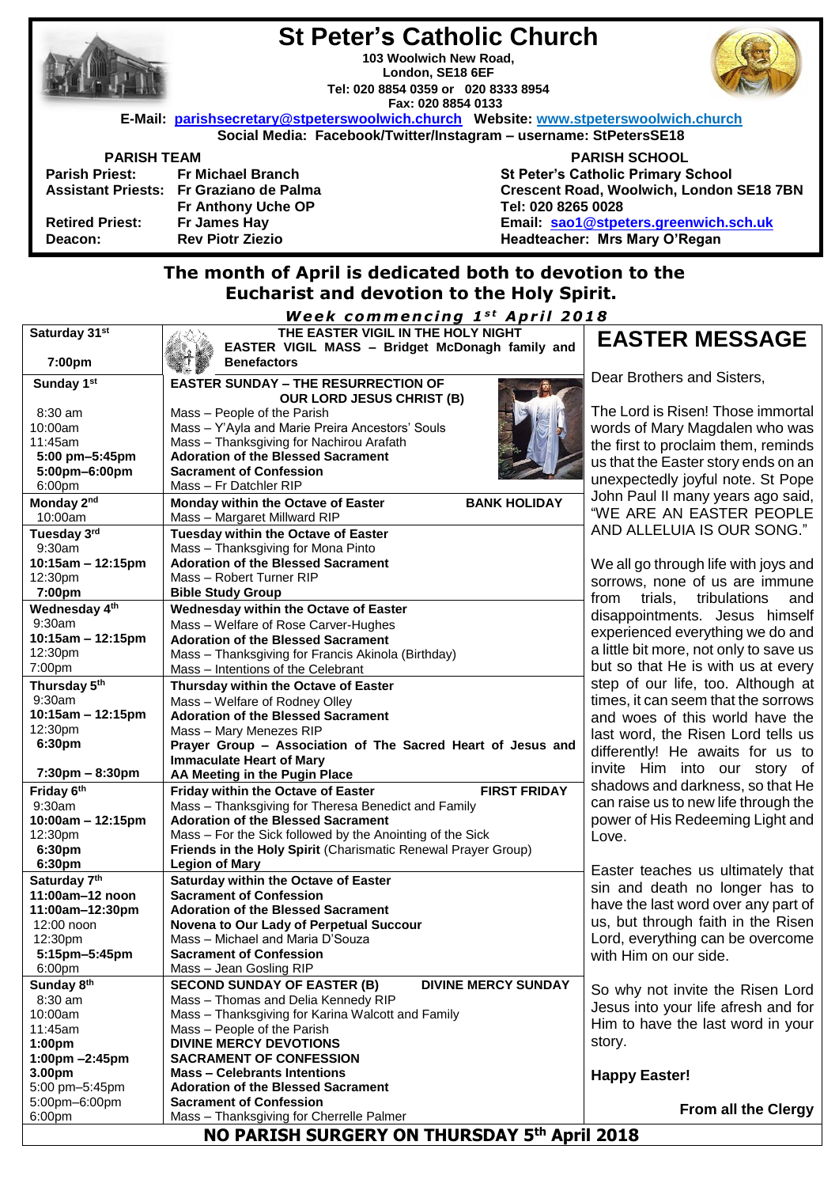# St Peter's Catholic Church

**103 Woolwich New Road, London, SE18 6EF**
**Tel: 020 8854 0359 or 020 8333 8954**
**Fax: 020 8854 0133**

**E-Mail:** parishsecretary@stpeterswoolwich.church **Website:** www.stpeterswoolwich.church
**Social Media: Facebook/Twitter/Instagram – username: StPetersSE18**

**PARISH TEAM**

| | |
|---|---|
| **Parish Priest:** | **Fr Michael Branch** |
| **Assistant Priests:** | **Fr Graziano de Palma** |
| | **Fr Anthony Uche OP** |
| **Retired Priest:** | **Fr James Hay** |
| **Deacon:** | **Rev Piotr Ziezio** |

**PARISH SCHOOL**

**St Peter's Catholic Primary School**
**Crescent Road, Woolwich, London SE18 7BN**
**Tel: 020 8265 0028**
**Email:** sao1@stpeters.greenwich.sch.uk
**Headteacher: Mrs Mary O'Regan**

## The month of April is dedicated both to devotion to the Eucharist and devotion to the Holy Spirit.

***Week commencing 1st April 2018***

| Day / Time | Event |
|---|---|
| **Saturday 31st** | **THE EASTER VIGIL IN THE HOLY NIGHT** |
| **7:00pm** | **EASTER VIGIL MASS – Bridget McDonagh family and Benefactors** |
| **Sunday 1st** | **EASTER SUNDAY – THE RESURRECTION OF OUR LORD JESUS CHRIST (B)** |
| 8:30 am | Mass – People of the Parish |
| 10:00am | Mass – Y'Ayla and Marie Preira Ancestors' Souls |
| 11:45am | Mass – Thanksgiving for Nachirou Arafath |
| **5:00 pm–5:45pm** | **Adoration of the Blessed Sacrament** |
| **5:00pm–6:00pm** | **Sacrament of Confession** |
| 6:00pm | Mass – Fr Datchler RIP |
| **Monday 2nd** | **Monday within the Octave of Easter** — **BANK HOLIDAY** |
| 10:00am | Mass – Margaret Millward RIP |
| **Tuesday 3rd** | **Tuesday within the Octave of Easter** |
| 9:30am | Mass – Thanksgiving for Mona Pinto |
| **10:15am – 12:15pm** | **Adoration of the Blessed Sacrament** |
| 12:30pm | Mass – Robert Turner RIP |
| **7:00pm** | **Bible Study Group** |
| **Wednesday 4th** | **Wednesday within the Octave of Easter** |
| 9:30am | Mass – Welfare of Rose Carver-Hughes |
| **10:15am – 12:15pm** | **Adoration of the Blessed Sacrament** |
| 12:30pm | Mass – Thanksgiving for Francis Akinola (Birthday) |
| 7:00pm | Mass – Intentions of the Celebrant |
| **Thursday 5th** | **Thursday within the Octave of Easter** |
| 9:30am | Mass – Welfare of Rodney Olley |
| **10:15am – 12:15pm** | **Adoration of the Blessed Sacrament** |
| 12:30pm | Mass – Mary Menezes RIP |
| **6:30pm** | **Prayer Group – Association of The Sacred Heart of Jesus and Immaculate Heart of Mary** |
| **7:30pm – 8:30pm** | **AA Meeting in the Pugin Place** |
| **Friday 6th** | **Friday within the Octave of Easter** — **FIRST FRIDAY** |
| 9:30am | Mass – Thanksgiving for Theresa Benedict and Family |
| **10:00am – 12:15pm** | **Adoration of the Blessed Sacrament** |
| 12:30pm | Mass – For the Sick followed by the Anointing of the Sick |
| **6:30pm** | **Friends in the Holy Spirit** (Charismatic Renewal Prayer Group) |
| **6:30pm** | **Legion of Mary** |
| **Saturday 7th** | **Saturday within the Octave of Easter** |
| **11:00am–12 noon** | **Sacrament of Confession** |
| **11:00am–12:30pm** | **Adoration of the Blessed Sacrament** |
| 12:00 noon | **Novena to Our Lady of Perpetual Succour** |
| 12:30pm | Mass – Michael and Maria D'Souza |
| **5:15pm–5:45pm** | **Sacrament of Confession** |
| 6:00pm | Mass – Jean Gosling RIP |
| **Sunday 8th** | **SECOND SUNDAY OF EASTER (B)** — **DIVINE MERCY SUNDAY** |
| 8:30 am | Mass – Thomas and Delia Kennedy RIP |
| 10:00am | Mass – Thanksgiving for Karina Walcott and Family |
| 11:45am | Mass – People of the Parish |
| **1:00pm** | **DIVINE MERCY DEVOTIONS** |
| **1:00pm –2:45pm** | **SACRAMENT OF CONFESSION** |
| **3.00pm** | **Mass – Celebrants Intentions** |
| 5:00 pm–5:45pm | **Adoration of the Blessed Sacrament** |
| 5:00pm–6:00pm | **Sacrament of Confession** |
| 6:00pm | Mass – Thanksgiving for Cherrelle Palmer |

## EASTER MESSAGE

Dear Brothers and Sisters,

The Lord is Risen! Those immortal words of Mary Magdalen who was the first to proclaim them, reminds us that the Easter story ends on an unexpectedly joyful note. St Pope John Paul II many years ago said, "WE ARE AN EASTER PEOPLE AND ALLELUIA IS OUR SONG."

We all go through life with joys and sorrows, none of us are immune from trials, tribulations and disappointments. Jesus himself experienced everything we do and a little bit more, not only to save us but so that He is with us at every step of our life, too. Although at times, it can seem that the sorrows and woes of this world have the last word, the Risen Lord tells us differently! He awaits for us to invite Him into our story of shadows and darkness, so that He can raise us to new life through the power of His Redeeming Light and Love.

Easter teaches us ultimately that sin and death no longer has to have the last word over any part of us, but through faith in the Risen Lord, everything can be overcome with Him on our side.

So why not invite the Risen Lord Jesus into your life afresh and for Him to have the last word in your story.

**Happy Easter!**

**From all the Clergy**

**NO PARISH SURGERY ON THURSDAY 5th April 2018**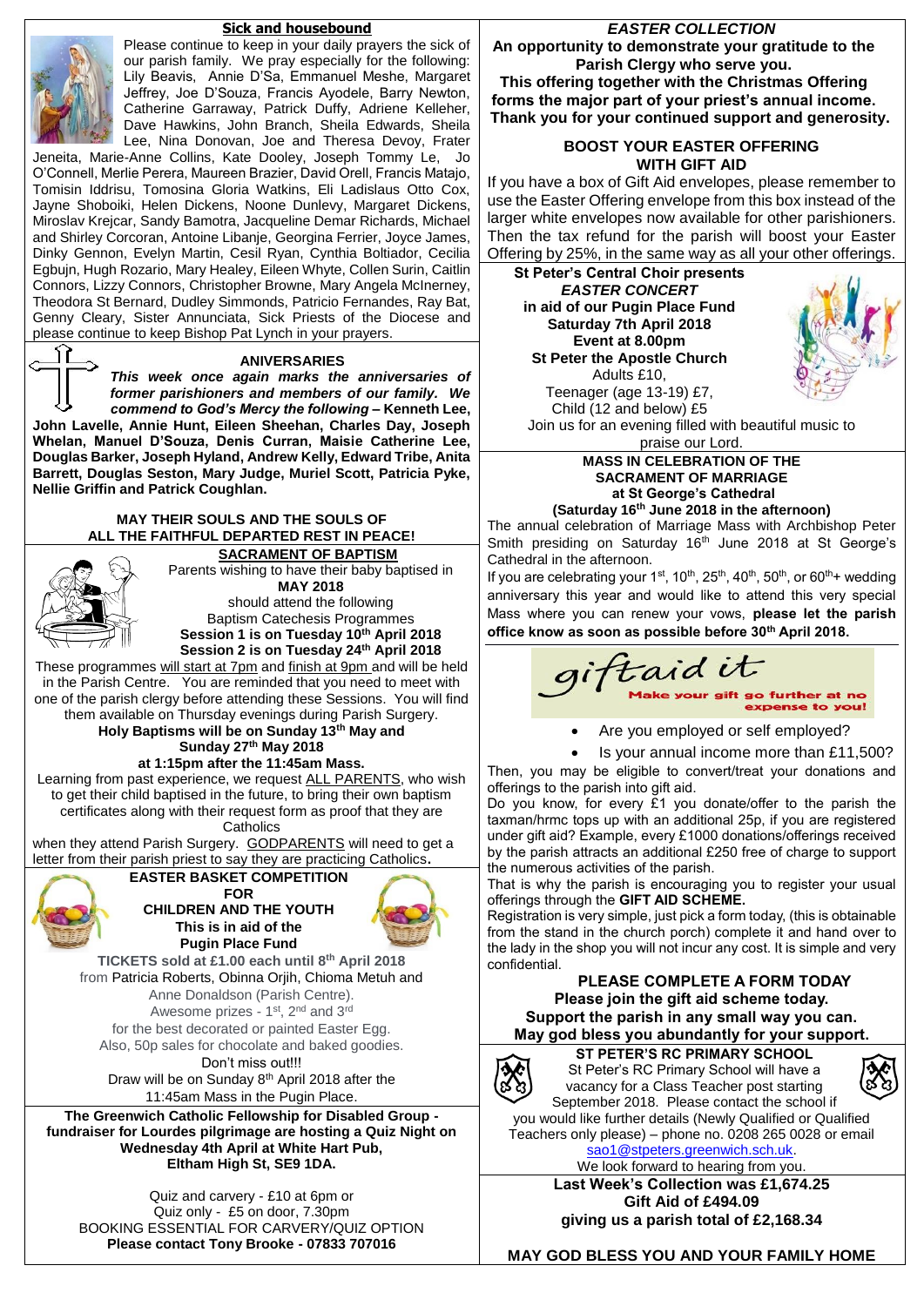## Sick and housebound

Please continue to keep in your daily prayers the sick of our parish family. We pray especially for the following: Lily Beavis, Annie D'Sa, Emmanuel Meshe, Margaret Jeffrey, Joe D'Souza, Francis Ayodele, Barry Newton, Catherine Garraway, Patrick Duffy, Adriene Kelleher, Dave Hawkins, John Branch, Sheila Edwards, Sheila Lee, Nina Donovan, Joe and Theresa Devoy, Frater Jeneita, Marie-Anne Collins, Kate Dooley, Joseph Tommy Le, Jo O'Connell, Merlie Perera, Maureen Brazier, David Orell, Francis Matajo, Tomisin Iddrisu, Tomosina Gloria Watkins, Eli Ladislaus Otto Cox, Jayne Shoboiki, Helen Dickens, Noone Dunlevy, Margaret Dickens, Miroslav Krejcar, Sandy Bamotra, Jacqueline Demar Richards, Michael and Shirley Corcoran, Antoine Libanje, Georgina Ferrier, Joyce James, Dinky Gennon, Evelyn Martin, Cesil Ryan, Cynthia Boltiador, Cecilia Egbujn, Hugh Rozario, Mary Healey, Eileen Whyte, Collen Surin, Caitlin Connors, Lizzy Connors, Christopher Browne, Mary Angela McInerney, Theodora St Bernard, Dudley Simmonds, Patricio Fernandes, Ray Bat, Genny Cleary, Sister Annunciata, Sick Priests of the Diocese and please continue to keep Bishop Pat Lynch in your prayers.

## ANIVERSARIES

***This week once again marks the anniversaries of former parishioners and members of our family. We commend to God's Mercy the following* – Kenneth Lee, John Lavelle, Annie Hunt, Eileen Sheehan, Charles Day, Joseph Whelan, Manuel D'Souza, Denis Curran, Maisie Catherine Lee, Douglas Barker, Joseph Hyland, Andrew Kelly, Edward Tribe, Anita Barrett, Douglas Seston, Mary Judge, Muriel Scott, Patricia Pyke, Nellie Griffin and Patrick Coughlan.**

**MAY THEIR SOULS AND THE SOULS OF ALL THE FAITHFUL DEPARTED REST IN PEACE!**

## SACRAMENT OF BAPTISM

Parents wishing to have their baby baptised in **MAY 2018** should attend the following Baptism Catechesis Programmes

**Session 1 is on Tuesday 10th April 2018**
**Session 2 is on Tuesday 24th April 2018**

These programmes will start at 7pm and finish at 9pm and will be held in the Parish Centre. You are reminded that you need to meet with one of the parish clergy before attending these Sessions. You will find them available on Thursday evenings during Parish Surgery.

**Holy Baptisms will be on Sunday 13th May and Sunday 27th May 2018 at 1:15pm after the 11:45am Mass.**

Learning from past experience, we request ALL PARENTS, who wish to get their child baptised in the future, to bring their own baptism certificates along with their request form as proof that they are Catholics when they attend Parish Surgery. GODPARENTS will need to get a letter from their parish priest to say they are practicing Catholics.

## EASTER BASKET COMPETITION FOR CHILDREN AND THE YOUTH

**This is in aid of the Pugin Place Fund**

**TICKETS sold at £1.00 each until 8th April 2018**
from Patricia Roberts, Obinna Orjih, Chioma Metuh and Anne Donaldson (Parish Centre).
Awesome prizes - 1st, 2nd and 3rd for the best decorated or painted Easter Egg.
Also, 50p sales for chocolate and baked goodies.
Don't miss out!!!
Draw will be on Sunday 8th April 2018 after the 11:45am Mass in the Pugin Place.

**The Greenwich Catholic Fellowship for Disabled Group - fundraiser for Lourdes pilgrimage are hosting a Quiz Night on Wednesday 4th April at White Hart Pub, Eltham High St, SE9 1DA.**

Quiz and carvery - £10 at 6pm or
Quiz only - £5 on door, 7.30pm
BOOKING ESSENTIAL FOR CARVERY/QUIZ OPTION
**Please contact Tony Brooke - 07833 707016**

## *EASTER COLLECTION*

**An opportunity to demonstrate your gratitude to the Parish Clergy who serve you.**
**This offering together with the Christmas Offering forms the major part of your priest's annual income.**
**Thank you for your continued support and generosity.**

## BOOST YOUR EASTER OFFERING WITH GIFT AID

If you have a box of Gift Aid envelopes, please remember to use the Easter Offering envelope from this box instead of the larger white envelopes now available for other parishioners. Then the tax refund for the parish will boost your Easter Offering by 25%, in the same way as all your other offerings.

**St Peter's Central Choir presents**
***EASTER CONCERT***
**in aid of our Pugin Place Fund**
**Saturday 7th April 2018**
**Event at 8.00pm**
**St Peter the Apostle Church**
Adults £10,
Teenager (age 13-19) £7,
Child (12 and below) £5
Join us for an evening filled with beautiful music to praise our Lord.

## MASS IN CELEBRATION OF THE SACRAMENT OF MARRIAGE at St George's Cathedral

**(Saturday 16th June 2018 in the afternoon)**

The annual celebration of Marriage Mass with Archbishop Peter Smith presiding on Saturday 16th June 2018 at St George's Cathedral in the afternoon.

If you are celebrating your 1st, 10th, 25th, 40th, 50th, or 60th+ wedding anniversary this year and would like to attend this very special Mass where you can renew your vows, **please let the parish office know as soon as possible before 30th April 2018.**

*giftaid it*
**Make your gift go further at no expense to you!**

- Are you employed or self employed?
- Is your annual income more than £11,500?

Then, you may be eligible to convert/treat your donations and offerings to the parish into gift aid.

Do you know, for every £1 you donate/offer to the parish the taxman/hrmc tops up with an additional 25p, if you are registered under gift aid? Example, every £1000 donations/offerings received by the parish attracts an additional £250 free of charge to support the numerous activities of the parish.

That is why the parish is encouraging you to register your usual offerings through the **GIFT AID SCHEME.**

Registration is very simple, just pick a form today, (this is obtainable from the stand in the church porch) complete it and hand over to the lady in the shop you will not incur any cost. It is simple and very confidential.

**PLEASE COMPLETE A FORM TODAY**
**Please join the gift aid scheme today.**
**Support the parish in any small way you can.**
**May god bless you abundantly for your support.**

## ST PETER'S RC PRIMARY SCHOOL

St Peter's RC Primary School will have a vacancy for a Class Teacher post starting September 2018. Please contact the school if you would like further details (Newly Qualified or Qualified Teachers only please) – phone no. 0208 265 0028 or email sao1@stpeters.greenwich.sch.uk.
We look forward to hearing from you.

**Last Week's Collection was £1,674.25**
**Gift Aid of £494.09**
**giving us a parish total of £2,168.34**

**MAY GOD BLESS YOU AND YOUR FAMILY HOME**